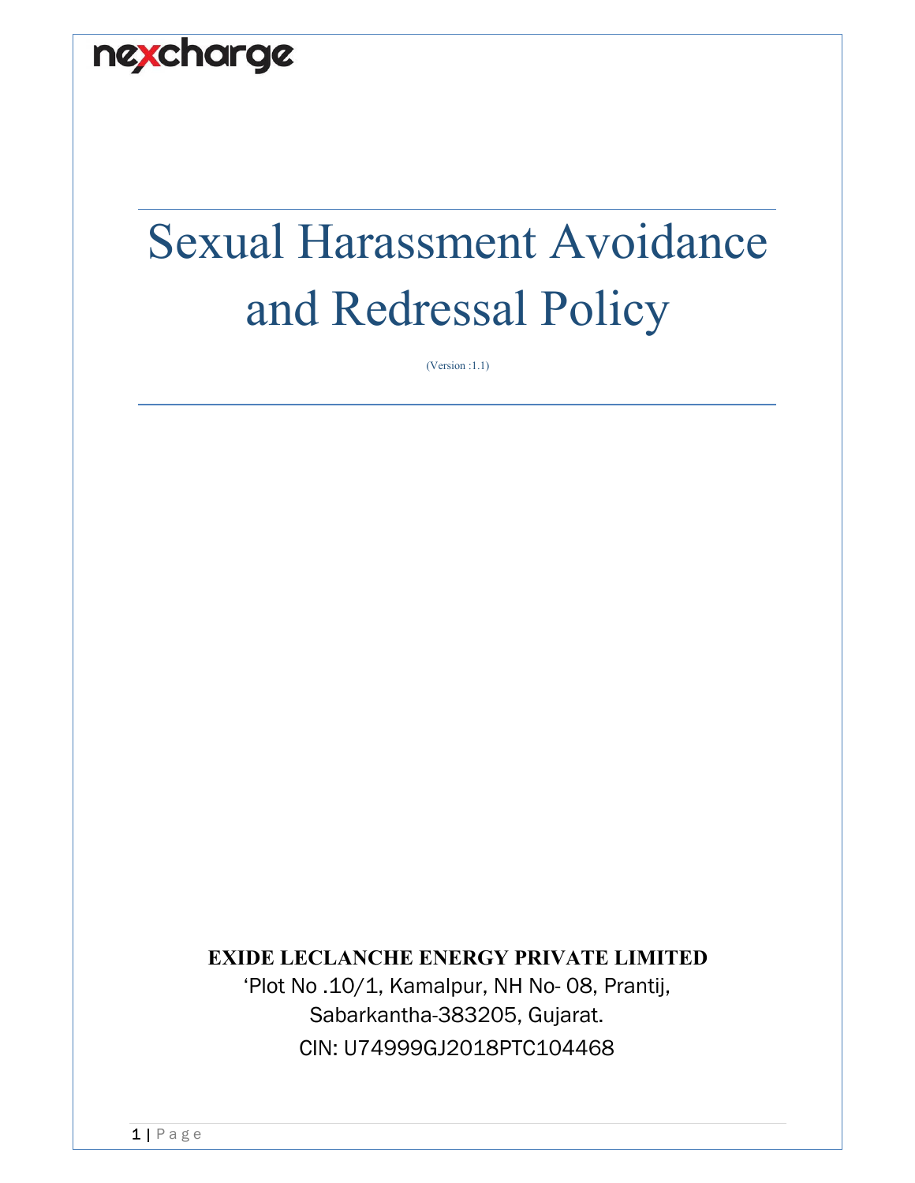nexcharge

# Sexual Harassment Avoidance and Redressal Policy

(Version :1.1)

**EXIDE LECLANCHE ENERGY PRIVATE LIMITED**

'Plot No .10/1, Kamalpur, NH No- 08, Prantij,

Sabarkantha-383205, Gujarat.

CIN: U74999GJ2018PTC104468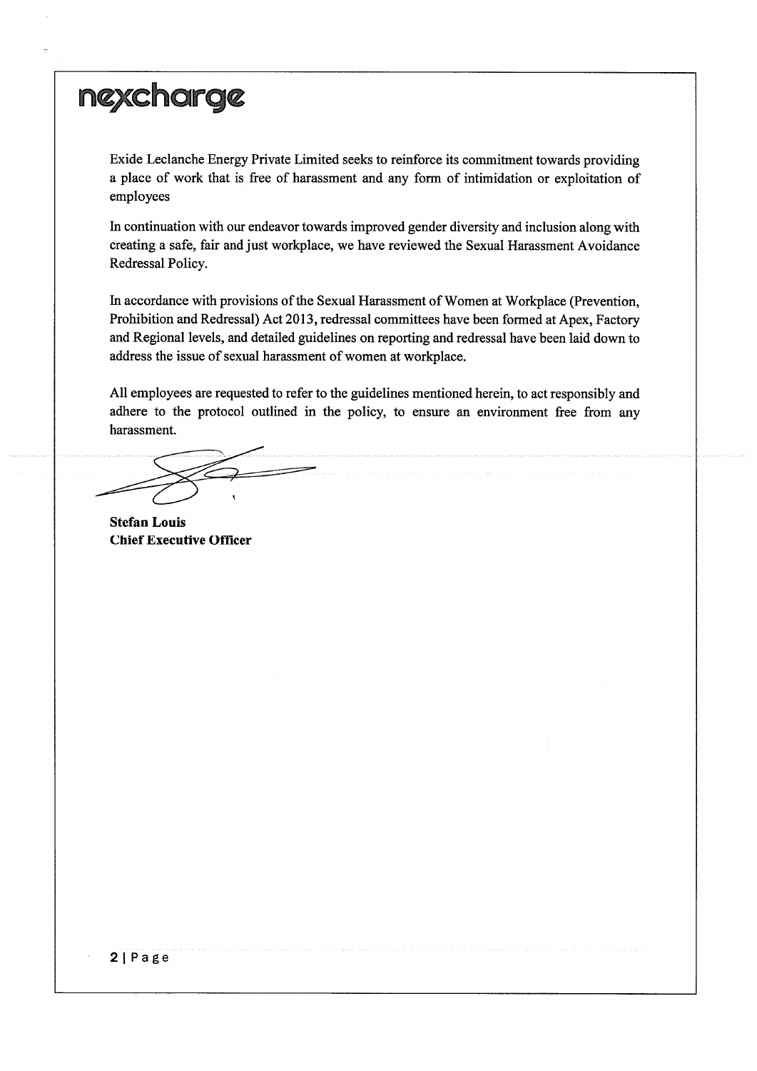# nexcharge

Exide Leclanche Energy Private Limited seeks to reinforce its commitment towards providing a place of work that is free of harassment and any form of intimidation or exploitation of employees

In continuation with our endeavor towards improved gender diversity and inclusion along with creating a safe, fair and just workplace, we have reviewed the Sexual Harassment Avoidance Redressal Policy.

In accordance with provisions of the Sexual Harassment of Women at Workplace (Prevention, Prohibition and Redressal) Act 2013, redressal committees have been formed at Apex, Factory and Regional levels, and detailed guidelines on reporting and redressal have been laid down to address the issue of sexual harassment of women at workplace.

All employees are requested to refer to the guidelines mentioned herein, to act responsibly and adhere to the protocol outlined in the policy, to ensure an environment free from any harassment.

**Stefan Louis**
**Chief Executive Officer**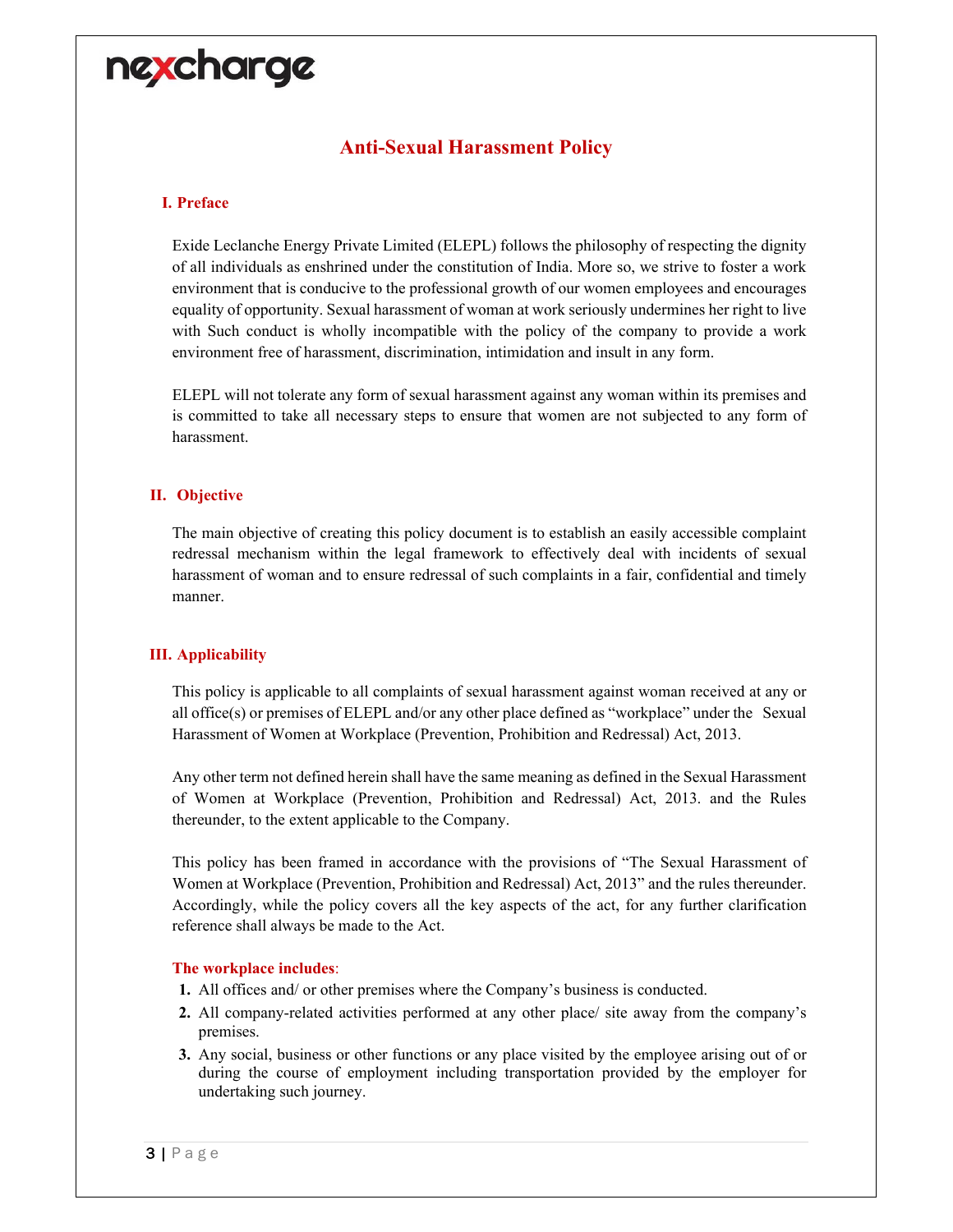# Anti-Sexual Harassment Policy

## I. Preface

Exide Leclanche Energy Private Limited (ELEPL) follows the philosophy of respecting the dignity of all individuals as enshrined under the constitution of India. More so, we strive to foster a work environment that is conducive to the professional growth of our women employees and encourages equality of opportunity. Sexual harassment of woman at work seriously undermines her right to live with Such conduct is wholly incompatible with the policy of the company to provide a work environment free of harassment, discrimination, intimidation and insult in any form.

ELEPL will not tolerate any form of sexual harassment against any woman within its premises and is committed to take all necessary steps to ensure that women are not subjected to any form of harassment.

## II. Objective

The main objective of creating this policy document is to establish an easily accessible complaint redressal mechanism within the legal framework to effectively deal with incidents of sexual harassment of woman and to ensure redressal of such complaints in a fair, confidential and timely manner.

## III. Applicability

This policy is applicable to all complaints of sexual harassment against woman received at any or all office(s) or premises of ELEPL and/or any other place defined as "workplace" under the Sexual Harassment of Women at Workplace (Prevention, Prohibition and Redressal) Act, 2013.

Any other term not defined herein shall have the same meaning as defined in the Sexual Harassment of Women at Workplace (Prevention, Prohibition and Redressal) Act, 2013. and the Rules thereunder, to the extent applicable to the Company.

This policy has been framed in accordance with the provisions of "The Sexual Harassment of Women at Workplace (Prevention, Prohibition and Redressal) Act, 2013" and the rules thereunder. Accordingly, while the policy covers all the key aspects of the act, for any further clarification reference shall always be made to the Act.

**The workplace includes**:

1. All offices and/ or other premises where the Company's business is conducted.
2. All company-related activities performed at any other place/ site away from the company's premises.
3. Any social, business or other functions or any place visited by the employee arising out of or during the course of employment including transportation provided by the employer for undertaking such journey.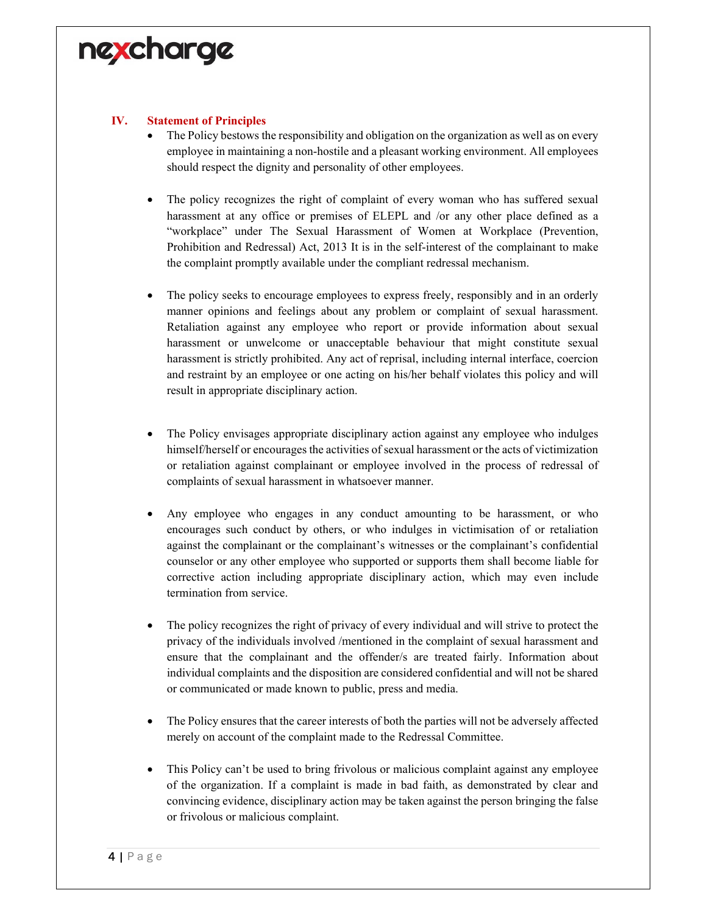## IV. Statement of Principles

- The Policy bestows the responsibility and obligation on the organization as well as on every employee in maintaining a non-hostile and a pleasant working environment. All employees should respect the dignity and personality of other employees.

- The policy recognizes the right of complaint of every woman who has suffered sexual harassment at any office or premises of ELEPL and /or any other place defined as a "workplace" under The Sexual Harassment of Women at Workplace (Prevention, Prohibition and Redressal) Act, 2013 It is in the self-interest of the complainant to make the complaint promptly available under the compliant redressal mechanism.

- The policy seeks to encourage employees to express freely, responsibly and in an orderly manner opinions and feelings about any problem or complaint of sexual harassment. Retaliation against any employee who report or provide information about sexual harassment or unwelcome or unacceptable behaviour that might constitute sexual harassment is strictly prohibited. Any act of reprisal, including internal interface, coercion and restraint by an employee or one acting on his/her behalf violates this policy and will result in appropriate disciplinary action.

- The Policy envisages appropriate disciplinary action against any employee who indulges himself/herself or encourages the activities of sexual harassment or the acts of victimization or retaliation against complainant or employee involved in the process of redressal of complaints of sexual harassment in whatsoever manner.

- Any employee who engages in any conduct amounting to be harassment, or who encourages such conduct by others, or who indulges in victimisation of or retaliation against the complainant or the complainant's witnesses or the complainant's confidential counselor or any other employee who supported or supports them shall become liable for corrective action including appropriate disciplinary action, which may even include termination from service.

- The policy recognizes the right of privacy of every individual and will strive to protect the privacy of the individuals involved /mentioned in the complaint of sexual harassment and ensure that the complainant and the offender/s are treated fairly. Information about individual complaints and the disposition are considered confidential and will not be shared or communicated or made known to public, press and media.

- The Policy ensures that the career interests of both the parties will not be adversely affected merely on account of the complaint made to the Redressal Committee.

- This Policy can't be used to bring frivolous or malicious complaint against any employee of the organization. If a complaint is made in bad faith, as demonstrated by clear and convincing evidence, disciplinary action may be taken against the person bringing the false or frivolous or malicious complaint.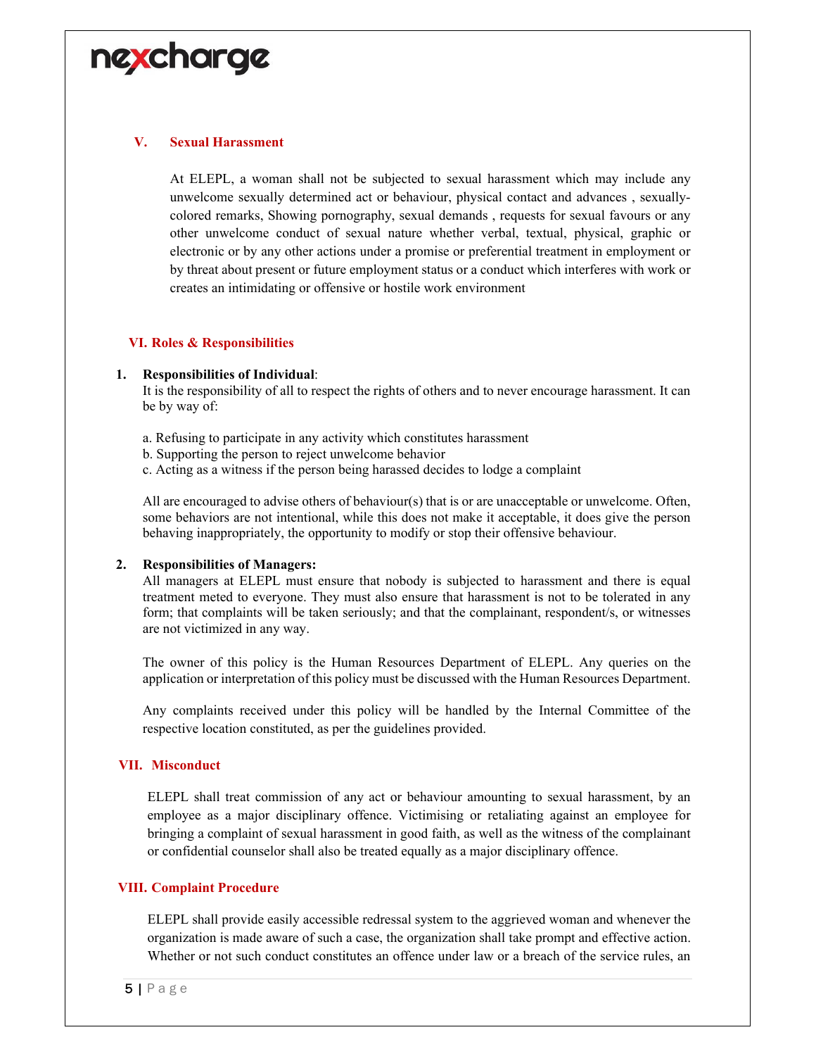## V. Sexual Harassment

At ELEPL, a woman shall not be subjected to sexual harassment which may include any unwelcome sexually determined act or behaviour, physical contact and advances , sexually-colored remarks, Showing pornography, sexual demands , requests for sexual favours or any other unwelcome conduct of sexual nature whether verbal, textual, physical, graphic or electronic or by any other actions under a promise or preferential treatment in employment or by threat about present or future employment status or a conduct which interferes with work or creates an intimidating or offensive or hostile work environment

## VI. Roles & Responsibilities

1. **Responsibilities of Individual**:
   It is the responsibility of all to respect the rights of others and to never encourage harassment. It can be by way of:

   a. Refusing to participate in any activity which constitutes harassment
   b. Supporting the person to reject unwelcome behavior
   c. Acting as a witness if the person being harassed decides to lodge a complaint

   All are encouraged to advise others of behaviour(s) that is or are unacceptable or unwelcome. Often, some behaviors are not intentional, while this does not make it acceptable, it does give the person behaving inappropriately, the opportunity to modify or stop their offensive behaviour.

2. **Responsibilities of Managers:**
   All managers at ELEPL must ensure that nobody is subjected to harassment and there is equal treatment meted to everyone. They must also ensure that harassment is not to be tolerated in any form; that complaints will be taken seriously; and that the complainant, respondent/s, or witnesses are not victimized in any way.

   The owner of this policy is the Human Resources Department of ELEPL. Any queries on the application or interpretation of this policy must be discussed with the Human Resources Department.

   Any complaints received under this policy will be handled by the Internal Committee of the respective location constituted, as per the guidelines provided.

## VII. Misconduct

ELEPL shall treat commission of any act or behaviour amounting to sexual harassment, by an employee as a major disciplinary offence. Victimising or retaliating against an employee for bringing a complaint of sexual harassment in good faith, as well as the witness of the complainant or confidential counselor shall also be treated equally as a major disciplinary offence.

## VIII. Complaint Procedure

ELEPL shall provide easily accessible redressal system to the aggrieved woman and whenever the organization is made aware of such a case, the organization shall take prompt and effective action. Whether or not such conduct constitutes an offence under law or a breach of the service rules, an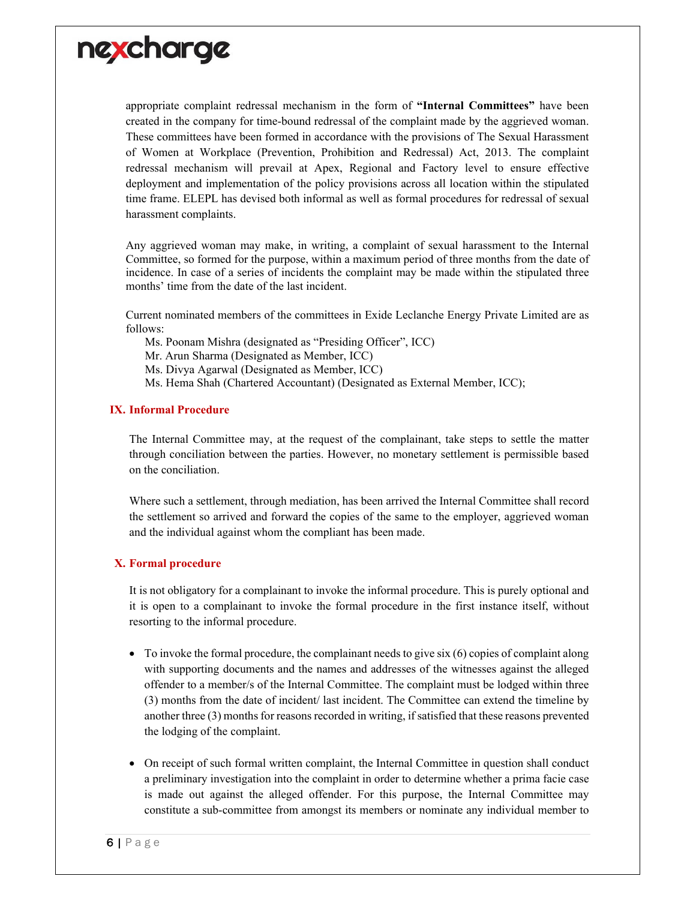appropriate complaint redressal mechanism in the form of **"Internal Committees"** have been created in the company for time-bound redressal of the complaint made by the aggrieved woman. These committees have been formed in accordance with the provisions of The Sexual Harassment of Women at Workplace (Prevention, Prohibition and Redressal) Act, 2013. The complaint redressal mechanism will prevail at Apex, Regional and Factory level to ensure effective deployment and implementation of the policy provisions across all location within the stipulated time frame. ELEPL has devised both informal as well as formal procedures for redressal of sexual harassment complaints.

Any aggrieved woman may make, in writing, a complaint of sexual harassment to the Internal Committee, so formed for the purpose, within a maximum period of three months from the date of incidence. In case of a series of incidents the complaint may be made within the stipulated three months' time from the date of the last incident.

Current nominated members of the committees in Exide Leclanche Energy Private Limited are as follows:

Ms. Poonam Mishra (designated as "Presiding Officer", ICC)
Mr. Arun Sharma (Designated as Member, ICC)
Ms. Divya Agarwal (Designated as Member, ICC)
Ms. Hema Shah (Chartered Accountant) (Designated as External Member, ICC);

## IX. Informal Procedure

The Internal Committee may, at the request of the complainant, take steps to settle the matter through conciliation between the parties. However, no monetary settlement is permissible based on the conciliation.

Where such a settlement, through mediation, has been arrived the Internal Committee shall record the settlement so arrived and forward the copies of the same to the employer, aggrieved woman and the individual against whom the compliant has been made.

## X. Formal procedure

It is not obligatory for a complainant to invoke the informal procedure. This is purely optional and it is open to a complainant to invoke the formal procedure in the first instance itself, without resorting to the informal procedure.

- To invoke the formal procedure, the complainant needs to give six (6) copies of complaint along with supporting documents and the names and addresses of the witnesses against the alleged offender to a member/s of the Internal Committee. The complaint must be lodged within three (3) months from the date of incident/ last incident. The Committee can extend the timeline by another three (3) months for reasons recorded in writing, if satisfied that these reasons prevented the lodging of the complaint.

- On receipt of such formal written complaint, the Internal Committee in question shall conduct a preliminary investigation into the complaint in order to determine whether a prima facie case is made out against the alleged offender. For this purpose, the Internal Committee may constitute a sub-committee from amongst its members or nominate any individual member to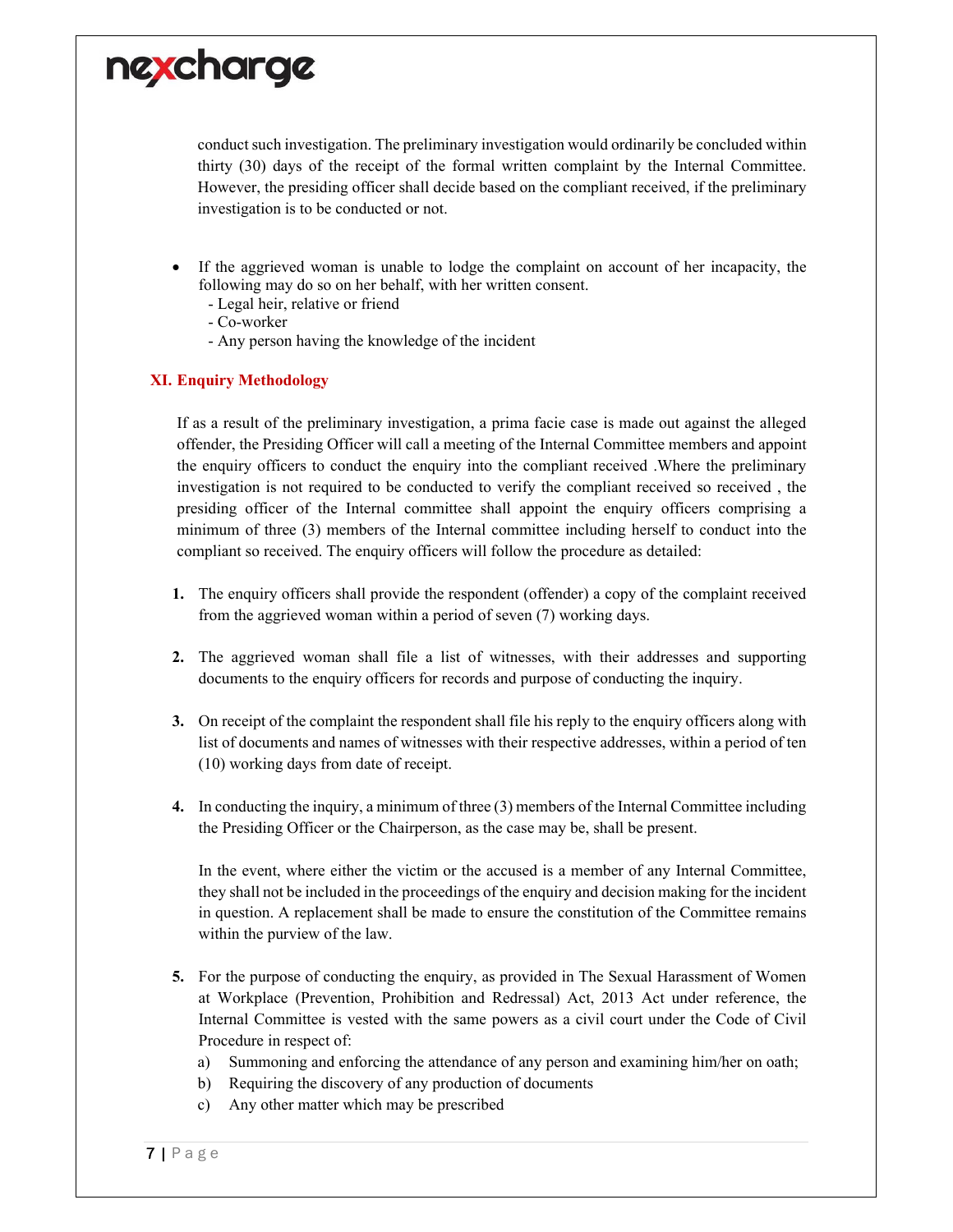conduct such investigation. The preliminary investigation would ordinarily be concluded within thirty (30) days of the receipt of the formal written complaint by the Internal Committee. However, the presiding officer shall decide based on the compliant received, if the preliminary investigation is to be conducted or not.

- If the aggrieved woman is unable to lodge the complaint on account of her incapacity, the following may do so on her behalf, with her written consent.
  - Legal heir, relative or friend
  - Co-worker
  - Any person having the knowledge of the incident

## XI. Enquiry Methodology

If as a result of the preliminary investigation, a prima facie case is made out against the alleged offender, the Presiding Officer will call a meeting of the Internal Committee members and appoint the enquiry officers to conduct the enquiry into the compliant received .Where the preliminary investigation is not required to be conducted to verify the compliant received so received , the presiding officer of the Internal committee shall appoint the enquiry officers comprising a minimum of three (3) members of the Internal committee including herself to conduct into the compliant so received. The enquiry officers will follow the procedure as detailed:

1. The enquiry officers shall provide the respondent (offender) a copy of the complaint received from the aggrieved woman within a period of seven (7) working days.

2. The aggrieved woman shall file a list of witnesses, with their addresses and supporting documents to the enquiry officers for records and purpose of conducting the inquiry.

3. On receipt of the complaint the respondent shall file his reply to the enquiry officers along with list of documents and names of witnesses with their respective addresses, within a period of ten (10) working days from date of receipt.

4. In conducting the inquiry, a minimum of three (3) members of the Internal Committee including the Presiding Officer or the Chairperson, as the case may be, shall be present.

   In the event, where either the victim or the accused is a member of any Internal Committee, they shall not be included in the proceedings of the enquiry and decision making for the incident in question. A replacement shall be made to ensure the constitution of the Committee remains within the purview of the law.

5. For the purpose of conducting the enquiry, as provided in The Sexual Harassment of Women at Workplace (Prevention, Prohibition and Redressal) Act, 2013 Act under reference, the Internal Committee is vested with the same powers as a civil court under the Code of Civil Procedure in respect of:
   a) Summoning and enforcing the attendance of any person and examining him/her on oath;
   b) Requiring the discovery of any production of documents
   c) Any other matter which may be prescribed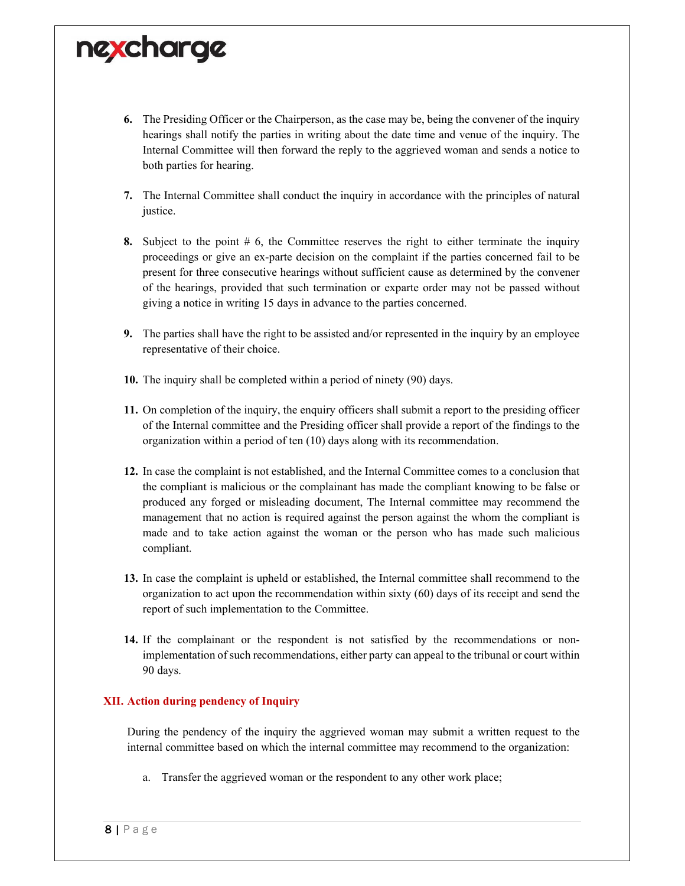6. The Presiding Officer or the Chairperson, as the case may be, being the convener of the inquiry hearings shall notify the parties in writing about the date time and venue of the inquiry. The Internal Committee will then forward the reply to the aggrieved woman and sends a notice to both parties for hearing.

7. The Internal Committee shall conduct the inquiry in accordance with the principles of natural justice.

8. Subject to the point # 6, the Committee reserves the right to either terminate the inquiry proceedings or give an ex-parte decision on the complaint if the parties concerned fail to be present for three consecutive hearings without sufficient cause as determined by the convener of the hearings, provided that such termination or exparte order may not be passed without giving a notice in writing 15 days in advance to the parties concerned.

9. The parties shall have the right to be assisted and/or represented in the inquiry by an employee representative of their choice.

10. The inquiry shall be completed within a period of ninety (90) days.

11. On completion of the inquiry, the enquiry officers shall submit a report to the presiding officer of the Internal committee and the Presiding officer shall provide a report of the findings to the organization within a period of ten (10) days along with its recommendation.

12. In case the complaint is not established, and the Internal Committee comes to a conclusion that the compliant is malicious or the complainant has made the compliant knowing to be false or produced any forged or misleading document, The Internal committee may recommend the management that no action is required against the person against the whom the compliant is made and to take action against the woman or the person who has made such malicious compliant.

13. In case the complaint is upheld or established, the Internal committee shall recommend to the organization to act upon the recommendation within sixty (60) days of its receipt and send the report of such implementation to the Committee.

14. If the complainant or the respondent is not satisfied by the recommendations or non-implementation of such recommendations, either party can appeal to the tribunal or court within 90 days.

## XII. Action during pendency of Inquiry

During the pendency of the inquiry the aggrieved woman may submit a written request to the internal committee based on which the internal committee may recommend to the organization:

a. Transfer the aggrieved woman or the respondent to any other work place;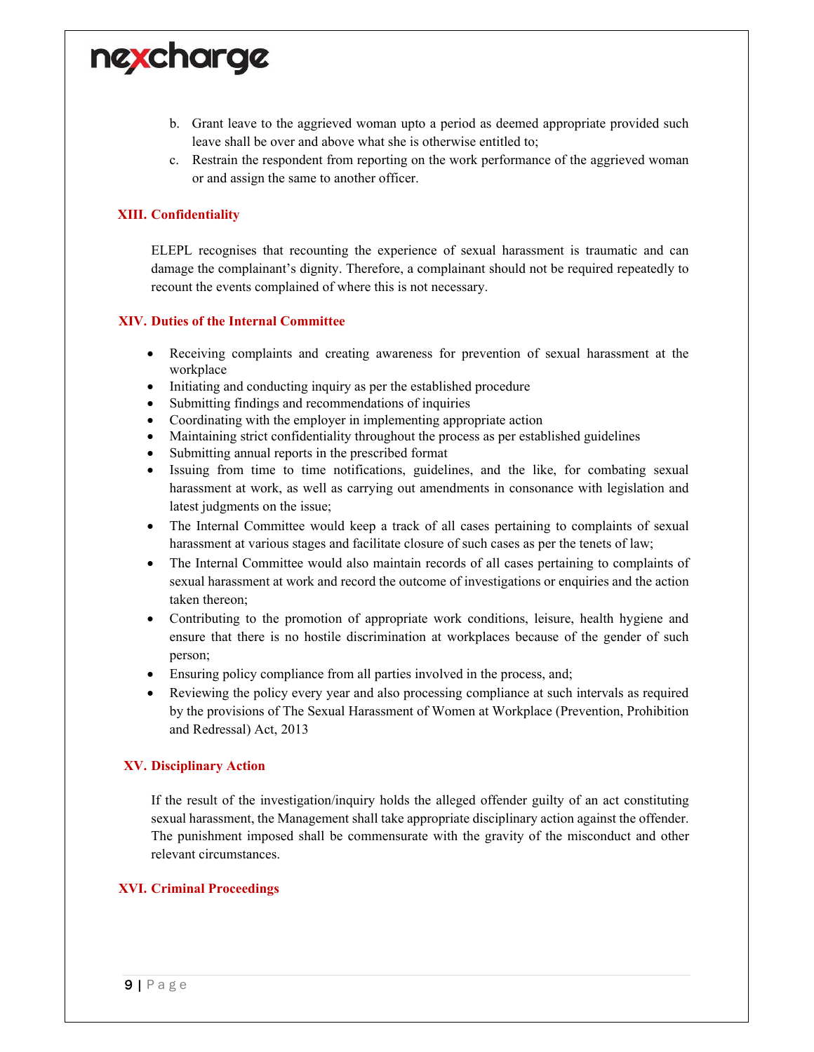b. Grant leave to the aggrieved woman upto a period as deemed appropriate provided such leave shall be over and above what she is otherwise entitled to;
c. Restrain the respondent from reporting on the work performance of the aggrieved woman or and assign the same to another officer.

## XIII. Confidentiality

ELEPL recognises that recounting the experience of sexual harassment is traumatic and can damage the complainant's dignity. Therefore, a complainant should not be required repeatedly to recount the events complained of where this is not necessary.

## XIV. Duties of the Internal Committee

- Receiving complaints and creating awareness for prevention of sexual harassment at the workplace
- Initiating and conducting inquiry as per the established procedure
- Submitting findings and recommendations of inquiries
- Coordinating with the employer in implementing appropriate action
- Maintaining strict confidentiality throughout the process as per established guidelines
- Submitting annual reports in the prescribed format
- Issuing from time to time notifications, guidelines, and the like, for combating sexual harassment at work, as well as carrying out amendments in consonance with legislation and latest judgments on the issue;
- The Internal Committee would keep a track of all cases pertaining to complaints of sexual harassment at various stages and facilitate closure of such cases as per the tenets of law;
- The Internal Committee would also maintain records of all cases pertaining to complaints of sexual harassment at work and record the outcome of investigations or enquiries and the action taken thereon;
- Contributing to the promotion of appropriate work conditions, leisure, health hygiene and ensure that there is no hostile discrimination at workplaces because of the gender of such person;
- Ensuring policy compliance from all parties involved in the process, and;
- Reviewing the policy every year and also processing compliance at such intervals as required by the provisions of The Sexual Harassment of Women at Workplace (Prevention, Prohibition and Redressal) Act, 2013

## XV. Disciplinary Action

If the result of the investigation/inquiry holds the alleged offender guilty of an act constituting sexual harassment, the Management shall take appropriate disciplinary action against the offender. The punishment imposed shall be commensurate with the gravity of the misconduct and other relevant circumstances.

## XVI. Criminal Proceedings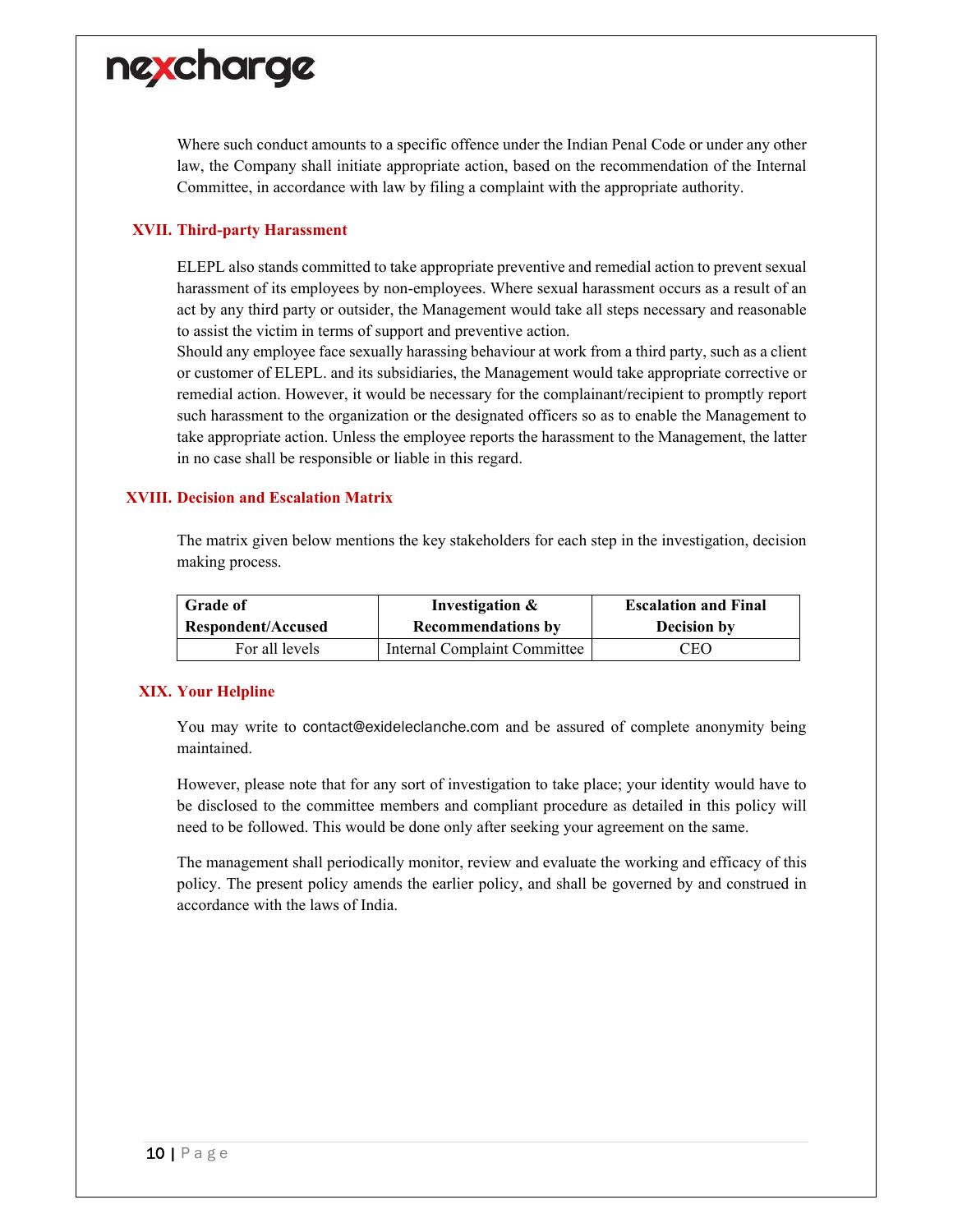Where such conduct amounts to a specific offence under the Indian Penal Code or under any other law, the Company shall initiate appropriate action, based on the recommendation of the Internal Committee, in accordance with law by filing a complaint with the appropriate authority.

## XVII. Third-party Harassment

ELEPL also stands committed to take appropriate preventive and remedial action to prevent sexual harassment of its employees by non-employees. Where sexual harassment occurs as a result of an act by any third party or outsider, the Management would take all steps necessary and reasonable to assist the victim in terms of support and preventive action.
Should any employee face sexually harassing behaviour at work from a third party, such as a client or customer of ELEPL. and its subsidiaries, the Management would take appropriate corrective or remedial action. However, it would be necessary for the complainant/recipient to promptly report such harassment to the organization or the designated officers so as to enable the Management to take appropriate action. Unless the employee reports the harassment to the Management, the latter in no case shall be responsible or liable in this regard.

## XVIII. Decision and Escalation Matrix

The matrix given below mentions the key stakeholders for each step in the investigation, decision making process.

| Grade of Respondent/Accused | Investigation & Recommendations by | Escalation and Final Decision by |
|---|---|---|
| For all levels | Internal Complaint Committee | CEO |

## XIX. Your Helpline

You may write to contact@exideleclanche.com and be assured of complete anonymity being maintained.

However, please note that for any sort of investigation to take place; your identity would have to be disclosed to the committee members and compliant procedure as detailed in this policy will need to be followed. This would be done only after seeking your agreement on the same.

The management shall periodically monitor, review and evaluate the working and efficacy of this policy. The present policy amends the earlier policy, and shall be governed by and construed in accordance with the laws of India.